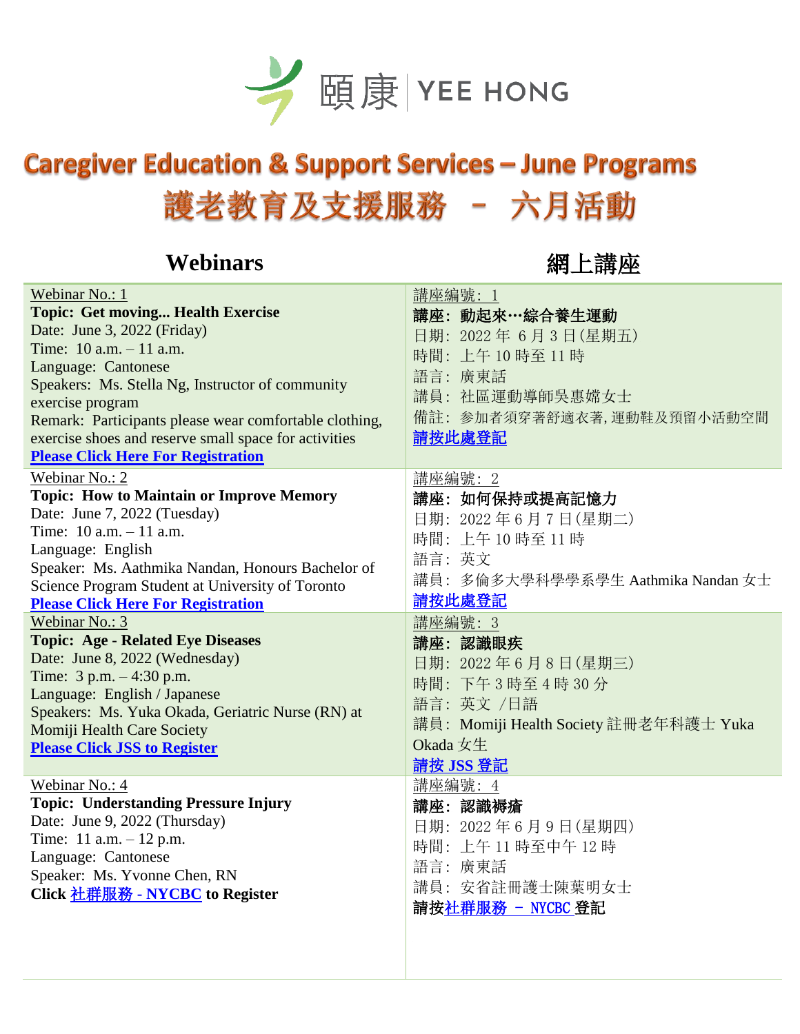頤康 | YEE HONG

# Caregiver Education & Support Services – June Programs

# 護老教育及支援服務 – 六月活動

| Webinars | 網上講座 |
|---|---|
| Webinar No.: 1<br>**Topic: Get moving... Health Exercise**<br>Date: June 3, 2022 (Friday)<br>Time: 10 a.m. – 11 a.m.<br>Language: Cantonese<br>Speakers: Ms. Stella Ng, Instructor of community exercise program<br>Remark: Participants please wear comfortable clothing, exercise shoes and reserve small space for activities<br>**Please Click Here For Registration** | 講座編號: 1<br>**講座: 動起來…綜合養生運動**<br>日期: 2022 年 6 月 3 日(星期五)<br>時間: 上午 10 時至 11 時<br>語言: 廣東話<br>講員: 社區運動導師吳惠嫦女士<br>備註: 參加者須穿著舒適衣著, 運動鞋及預留小活動空間<br>**請按此處登記** |
| Webinar No.: 2<br>**Topic: How to Maintain or Improve Memory**<br>Date: June 7, 2022 (Tuesday)<br>Time: 10 a.m. – 11 a.m.<br>Language: English<br>Speaker: Ms. Aathmika Nandan, Honours Bachelor of Science Program Student at University of Toronto<br>**Please Click Here For Registration** | 講座編號: 2<br>**講座: 如何保持或提高記憶力**<br>日期: 2022 年 6 月 7 日(星期二)<br>時間: 上午 10 時至 11 時<br>語言: 英文<br>講員: 多倫多大學科學學系學生 Aathmika Nandan 女士<br>**請按此處登記** |
| Webinar No.: 3<br>**Topic: Age - Related Eye Diseases**<br>Date: June 8, 2022 (Wednesday)<br>Time: 3 p.m. – 4:30 p.m.<br>Language: English / Japanese<br>Speakers: Ms. Yuka Okada, Geriatric Nurse (RN) at Momiji Health Care Society<br>**Please Click JSS to Register** | 講座編號: 3<br>**講座: 認識眼疾**<br>日期: 2022 年 6 月 8 日(星期三)<br>時間: 下午 3 時至 4 時 30 分<br>語言: 英文 /日語<br>講員: Momiji Health Society 註冊老年科護士 Yuka Okada 女生<br>**請按 JSS 登記** |
| Webinar No.: 4<br>**Topic: Understanding Pressure Injury**<br>Date: June 9, 2022 (Thursday)<br>Time: 11 a.m. – 12 p.m.<br>Language: Cantonese<br>Speaker: Ms. Yvonne Chen, RN<br>**Click 社群服務 - NYCBC to Register** | 講座編號: 4<br>**講座: 認識褥瘡**<br>日期: 2022 年 6 月 9 日(星期四)<br>時間: 上午 11 時至中午 12 時<br>語言: 廣東話<br>講員: 安省註冊護士陳葉明女士<br>**請按社群服務 – NYCBC 登記** |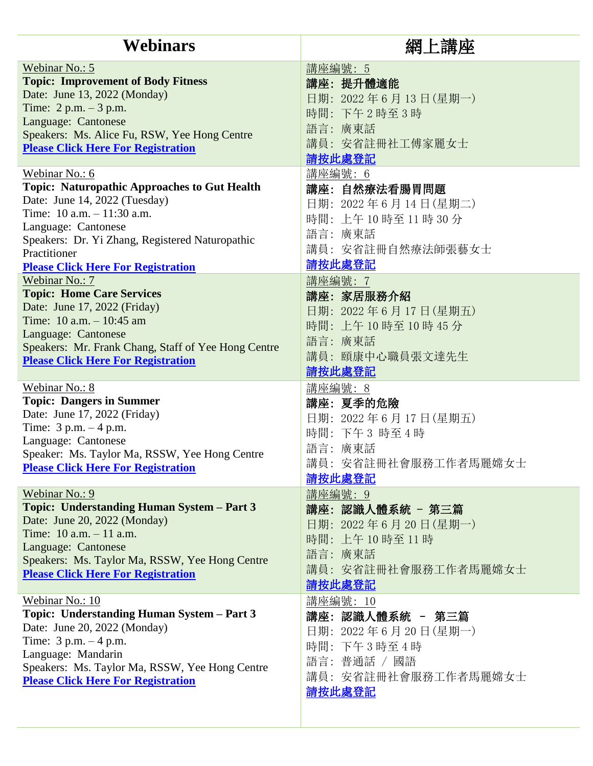| Webinars | 網上講座 |
| --- | --- |
| Webinar No.: 5<br>**Topic: Improvement of Body Fitness**<br>Date: June 13, 2022 (Monday)<br>Time: 2 p.m. – 3 p.m.<br>Language: Cantonese<br>Speakers: Ms. Alice Fu, RSW, Yee Hong Centre<br>**Please Click Here For Registration** | 講座編號: 5<br>**講座: 提升體適能**<br>日期: 2022 年 6 月 13 日(星期一)<br>時間: 下午 2 時至 3 時<br>語言: 廣東話<br>講員: 安省註冊社工傅家麗女士<br>**請按此處登記** |
| Webinar No.: 6<br>**Topic: Naturopathic Approaches to Gut Health**<br>Date: June 14, 2022 (Tuesday)<br>Time: 10 a.m. – 11:30 a.m.<br>Language: Cantonese<br>Speakers: Dr. Yi Zhang, Registered Naturopathic Practitioner<br>**Please Click Here For Registration** | 講座編號: 6<br>**講座: 自然療法看腸胃問題**<br>日期: 2022 年 6 月 14 日(星期二)<br>時間: 上午 10 時至 11 時 30 分<br>語言: 廣東話<br>講員: 安省註冊自然療法師張藝女士<br>**請按此處登記** |
| Webinar No.: 7<br>**Topic: Home Care Services**<br>Date: June 17, 2022 (Friday)<br>Time: 10 a.m. – 10:45 am<br>Language: Cantonese<br>Speakers: Mr. Frank Chang, Staff of Yee Hong Centre<br>**Please Click Here For Registration** | 講座編號: 7<br>**講座: 家居服務介紹**<br>日期: 2022 年 6 月 17 日(星期五)<br>時間: 上午 10 時至 10 時 45 分<br>語言: 廣東話<br>講員: 頤康中心職員張文達先生<br>**請按此處登記** |
| Webinar No.: 8<br>**Topic: Dangers in Summer**<br>Date: June 17, 2022 (Friday)<br>Time: 3 p.m. – 4 p.m.<br>Language: Cantonese<br>Speaker: Ms. Taylor Ma, RSSW, Yee Hong Centre<br>**Please Click Here For Registration** | 講座編號: 8<br>**講座: 夏季的危險**<br>日期: 2022 年 6 月 17 日(星期五)<br>時間: 下午 3 時至 4 時<br>語言: 廣東話<br>講員: 安省註冊社會服務工作者馬麗嫦女士<br>**請按此處登記** |
| Webinar No.: 9<br>**Topic: Understanding Human System – Part 3**<br>Date: June 20, 2022 (Monday)<br>Time: 10 a.m. – 11 a.m.<br>Language: Cantonese<br>Speakers: Ms. Taylor Ma, RSSW, Yee Hong Centre<br>**Please Click Here For Registration** | 講座編號: 9<br>**講座: 認識人體系統 – 第三篇**<br>日期: 2022 年 6 月 20 日(星期一)<br>時間: 上午 10 時至 11 時<br>語言: 廣東話<br>講員: 安省註冊社會服務工作者馬麗嫦女士<br>**請按此處登記** |
| Webinar No.: 10<br>**Topic: Understanding Human System – Part 3**<br>Date: June 20, 2022 (Monday)<br>Time: 3 p.m. – 4 p.m.<br>Language: Mandarin<br>Speakers: Ms. Taylor Ma, RSSW, Yee Hong Centre<br>**Please Click Here For Registration** | 講座編號: 10<br>**講座: 認識人體系統 – 第三篇**<br>日期: 2022 年 6 月 20 日(星期一)<br>時間: 下午 3 時至 4 時<br>語言: 普通話 / 國語<br>講員: 安省註冊社會服務工作者馬麗嫦女士<br>**請按此處登記** |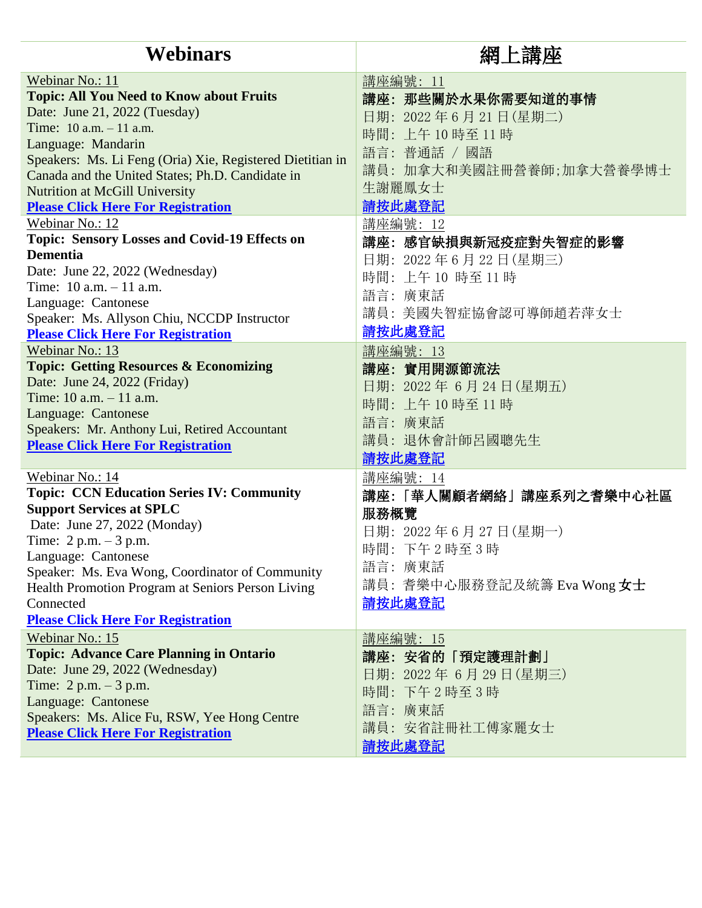| Webinars | 網上講座 |
| --- | --- |
| Webinar No.: 11<br>**Topic: All You Need to Know about Fruits**<br>Date: June 21, 2022 (Tuesday)<br>Time: 10 a.m. – 11 a.m.<br>Language: Mandarin<br>Speakers: Ms. Li Feng (Oria) Xie, Registered Dietitian in Canada and the United States; Ph.D. Candidate in Nutrition at McGill University<br>**Please Click Here For Registration** | 講座編號: 11<br>**講座: 那些關於水果你需要知道的事情**<br>日期: 2022 年 6 月 21 日(星期二)<br>時間: 上午 10 時至 11 時<br>語言: 普通話 / 國語<br>講員: 加拿大和美國註冊營養師;加拿大營養學博士生謝麗鳳女士<br>**請按此處登記** |
| Webinar No.: 12<br>**Topic: Sensory Losses and Covid-19 Effects on Dementia**<br>Date: June 22, 2022 (Wednesday)<br>Time: 10 a.m. – 11 a.m.<br>Language: Cantonese<br>Speaker: Ms. Allyson Chiu, NCCDP Instructor<br>**Please Click Here For Registration** | 講座編號: 12<br>**講座: 感官缺損與新冠疫症對失智症的影響**<br>日期: 2022 年 6 月 22 日(星期三)<br>時間: 上午 10 時至 11 時<br>語言: 廣東話<br>講員: 美國失智症協會認可導師趙若萍女士<br>**請按此處登記** |
| Webinar No.: 13<br>**Topic: Getting Resources & Economizing**<br>Date: June 24, 2022 (Friday)<br>Time: 10 a.m. – 11 a.m.<br>Language: Cantonese<br>Speakers: Mr. Anthony Lui, Retired Accountant<br>**Please Click Here For Registration** | 講座編號: 13<br>**講座: 實用開源節流法**<br>日期: 2022 年 6 月 24 日(星期五)<br>時間: 上午 10 時至 11 時<br>語言: 廣東話<br>講員: 退休會計師呂國聰先生<br>**請按此處登記** |
| Webinar No.: 14<br>**Topic: CCN Education Series IV: Community Support Services at SPLC**<br>Date: June 27, 2022 (Monday)<br>Time: 2 p.m. – 3 p.m.<br>Language: Cantonese<br>Speaker: Ms. Eva Wong, Coordinator of Community Health Promotion Program at Seniors Person Living Connected<br>**Please Click Here For Registration** | 講座編號: 14<br>**講座:「華人關顧者網絡」講座系列之耆樂中心社區服務概覽**<br>日期: 2022 年 6 月 27 日(星期一)<br>時間: 下午 2 時至 3 時<br>語言: 廣東話<br>講員: 耆樂中心服務登記及統籌 Eva Wong **女士**<br>**請按此處登記** |
| Webinar No.: 15<br>**Topic: Advance Care Planning in Ontario**<br>Date: June 29, 2022 (Wednesday)<br>Time: 2 p.m. – 3 p.m.<br>Language: Cantonese<br>Speakers: Ms. Alice Fu, RSW, Yee Hong Centre<br>**Please Click Here For Registration** | 講座編號: 15<br>**講座: 安省的「預定護理計劃」**<br>日期: 2022 年 6 月 29 日(星期三)<br>時間: 下午 2 時至 3 時<br>語言: 廣東話<br>講員: 安省註冊社工傅家麗女士<br>**請按此處登記** |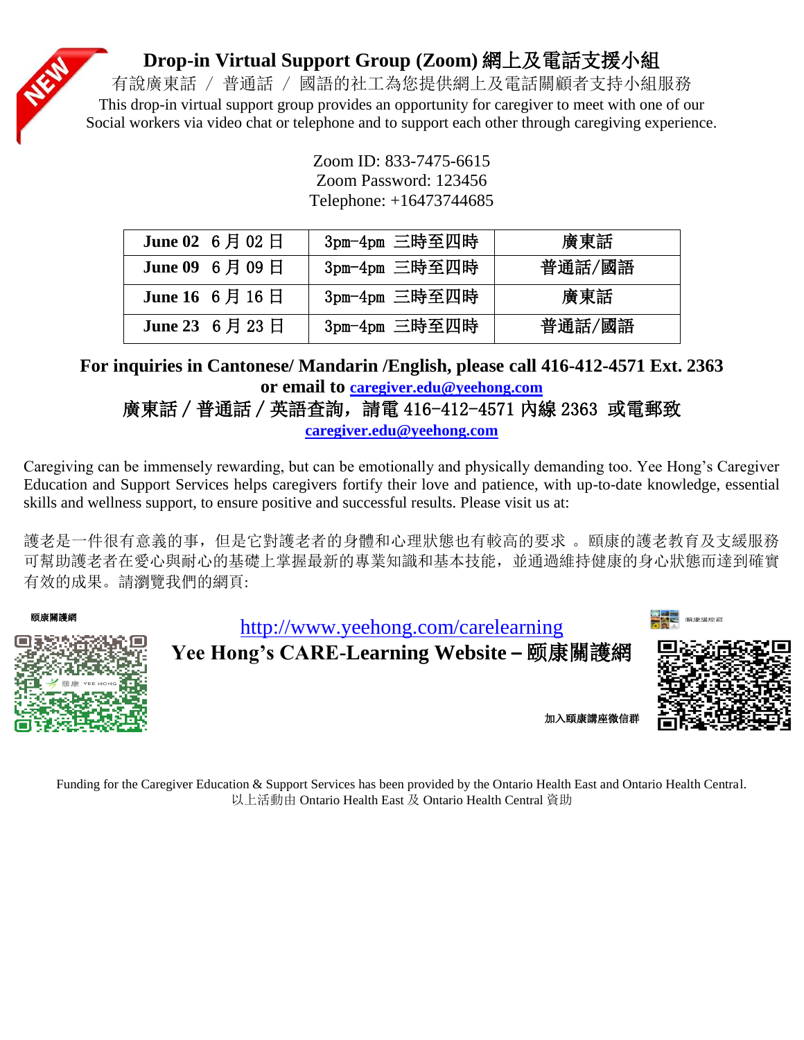## Drop-in Virtual Support Group (Zoom) 網上及電話支援小組

有說廣東話 / 普通話 / 國語的社工為您提供網上及電話關顧者支持小組服務

This drop-in virtual support group provides an opportunity for caregiver to meet with one of our Social workers via video chat or telephone and to support each other through caregiving experience.

Zoom ID: 833-7475-6615
Zoom Password: 123456
Telephone: +16473744685

| | | |
|---|---|---|
| **June 02** 6 月 02 日 | 3pm-4pm 三時至四時 | 廣東話 |
| **June 09** 6 月 09 日 | 3pm-4pm 三時至四時 | 普通話/國語 |
| **June 16** 6 月 16 日 | 3pm-4pm 三時至四時 | 廣東話 |
| **June 23** 6 月 23 日 | 3pm-4pm 三時至四時 | 普通話/國語 |

**For inquiries in Cantonese/ Mandarin /English, please call 416-412-4571 Ext. 2363 or email to caregiver.edu@yeehong.com**

**廣東話 / 普通話 / 英語查詢，請電 416-412-4571 內線 2363 或電郵致 caregiver.edu@yeehong.com**

Caregiving can be immensely rewarding, but can be emotionally and physically demanding too. Yee Hong's Caregiver Education and Support Services helps caregivers fortify their love and patience, with up-to-date knowledge, essential skills and wellness support, to ensure positive and successful results. Please visit us at:

護老是一件很有意義的事，但是它對護老者的身體和心理狀態也有較高的要求 。頤康的護老教育及支緩服務可幫助護老者在愛心與耐心的基礎上掌握最新的專業知識和基本技能，並通過維持健康的身心狀態而達到確實有效的成果。請瀏覽我們的網頁:

頤康關護網

http://www.yeehong.com/carelearning

**Yee Hong's CARE-Learning Website – 頤康關護網**

頤康講座群

加入頤康講座微信群

Funding for the Caregiver Education & Support Services has been provided by the Ontario Health East and Ontario Health Central.
以上活動由 Ontario Health East 及 Ontario Health Central 資助